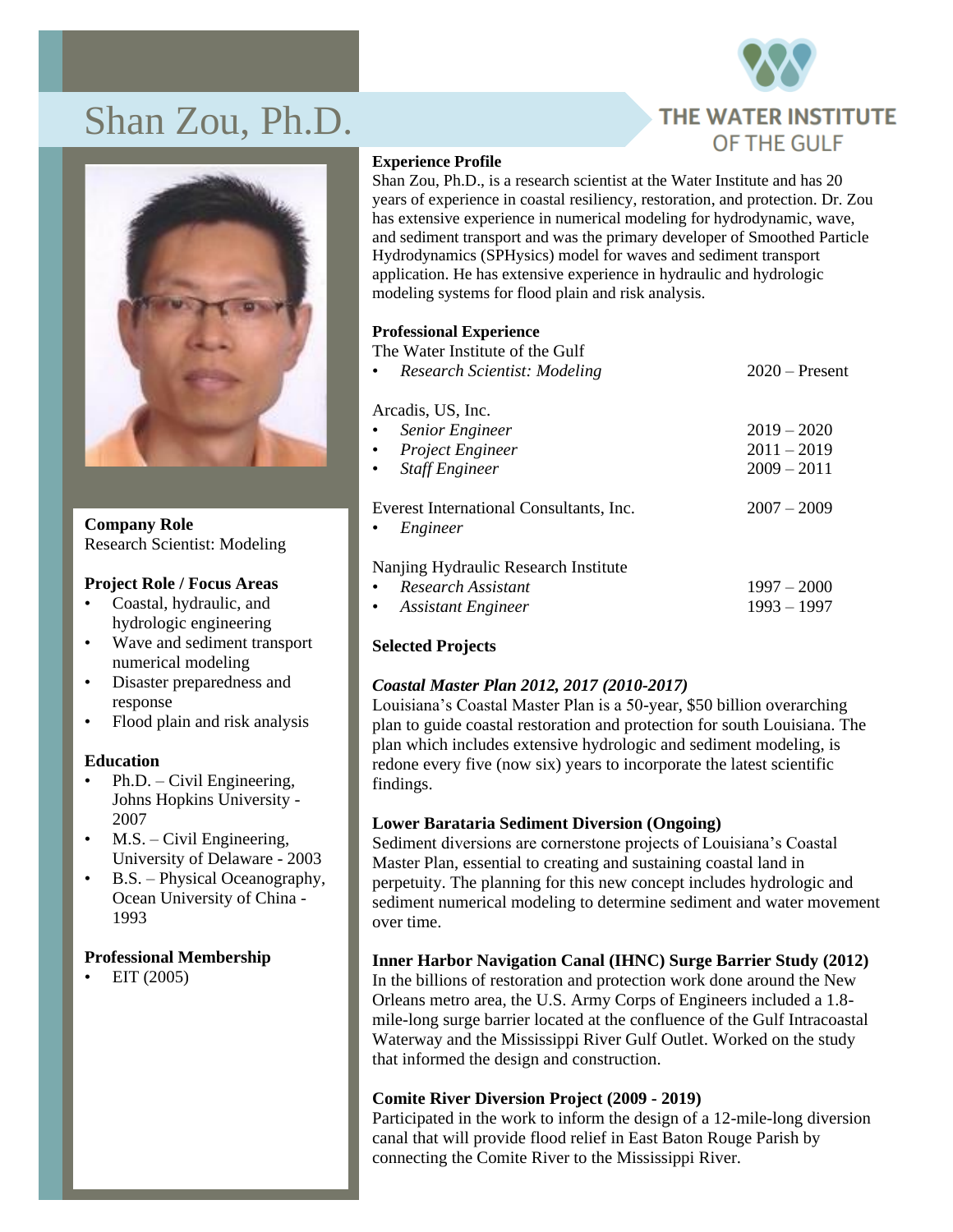# Shan Zou, Ph.D.

THE WATER INSTITUTE OF THE GULF

**Company Role**
Research Scientist: Modeling

**Project Role / Focus Areas**
- Coastal, hydraulic, and hydrologic engineering
- Wave and sediment transport numerical modeling
- Disaster preparedness and response
- Flood plain and risk analysis

**Education**
- Ph.D. – Civil Engineering, Johns Hopkins University - 2007
- M.S. – Civil Engineering, University of Delaware - 2003
- B.S. – Physical Oceanography, Ocean University of China - 1993

**Professional Membership**
- EIT (2005)

**Experience Profile**

Shan Zou, Ph.D., is a research scientist at the Water Institute and has 20 years of experience in coastal resiliency, restoration, and protection. Dr. Zou has extensive experience in numerical modeling for hydrodynamic, wave, and sediment transport and was the primary developer of Smoothed Particle Hydrodynamics (SPHysics) model for waves and sediment transport application. He has extensive experience in hydraulic and hydrologic modeling systems for flood plain and risk analysis.

**Professional Experience**

The Water Institute of the Gulf
- *Research Scientist: Modeling* — 2020 – Present

Arcadis, US, Inc.
- *Senior Engineer* — 2019 – 2020
- *Project Engineer* — 2011 – 2019
- *Staff Engineer* — 2009 – 2011

Everest International Consultants, Inc. — 2007 – 2009
- *Engineer*

Nanjing Hydraulic Research Institute
- *Research Assistant* — 1997 – 2000
- *Assistant Engineer* — 1993 – 1997

**Selected Projects**

***Coastal Master Plan 2012, 2017 (2010-2017)***

Louisiana's Coastal Master Plan is a 50-year, $50 billion overarching plan to guide coastal restoration and protection for south Louisiana. The plan which includes extensive hydrologic and sediment modeling, is redone every five (now six) years to incorporate the latest scientific findings.

**Lower Barataria Sediment Diversion (Ongoing)**

Sediment diversions are cornerstone projects of Louisiana's Coastal Master Plan, essential to creating and sustaining coastal land in perpetuity. The planning for this new concept includes hydrologic and sediment numerical modeling to determine sediment and water movement over time.

**Inner Harbor Navigation Canal (IHNC) Surge Barrier Study (2012)**

In the billions of restoration and protection work done around the New Orleans metro area, the U.S. Army Corps of Engineers included a 1.8-mile-long surge barrier located at the confluence of the Gulf Intracoastal Waterway and the Mississippi River Gulf Outlet. Worked on the study that informed the design and construction.

**Comite River Diversion Project (2009 - 2019)**

Participated in the work to inform the design of a 12-mile-long diversion canal that will provide flood relief in East Baton Rouge Parish by connecting the Comite River to the Mississippi River.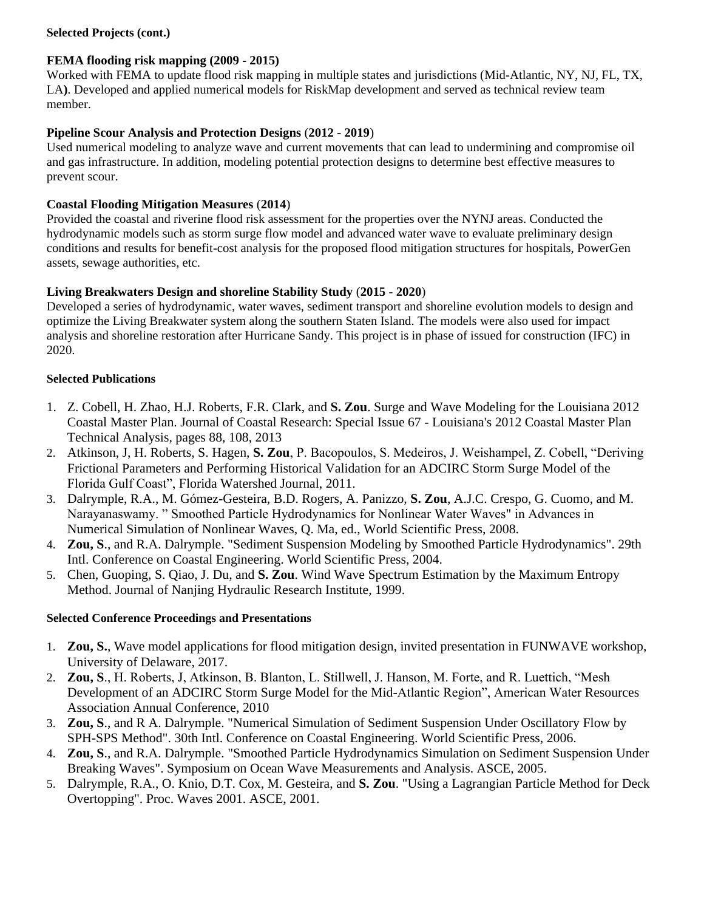**Selected Projects (cont.)**

**FEMA flooding risk mapping (2009 - 2015)**
Worked with FEMA to update flood risk mapping in multiple states and jurisdictions (Mid-Atlantic, NY, NJ, FL, TX, LA**)**. Developed and applied numerical models for RiskMap development and served as technical review team member.

**Pipeline Scour Analysis and Protection Designs** (**2012 - 2019**)
Used numerical modeling to analyze wave and current movements that can lead to undermining and compromise oil and gas infrastructure. In addition, modeling potential protection designs to determine best effective measures to prevent scour.

**Coastal Flooding Mitigation Measures** (**2014**)
Provided the coastal and riverine flood risk assessment for the properties over the NYNJ areas. Conducted the hydrodynamic models such as storm surge flow model and advanced water wave to evaluate preliminary design conditions and results for benefit-cost analysis for the proposed flood mitigation structures for hospitals, PowerGen assets, sewage authorities, etc.

**Living Breakwaters Design and shoreline Stability Study** (**2015 - 2020**)
Developed a series of hydrodynamic, water waves, sediment transport and shoreline evolution models to design and optimize the Living Breakwater system along the southern Staten Island. The models were also used for impact analysis and shoreline restoration after Hurricane Sandy. This project is in phase of issued for construction (IFC) in 2020.

**Selected Publications**

1. Z. Cobell, H. Zhao, H.J. Roberts, F.R. Clark, and **S. Zou**. Surge and Wave Modeling for the Louisiana 2012 Coastal Master Plan. Journal of Coastal Research: Special Issue 67 - Louisiana's 2012 Coastal Master Plan Technical Analysis, pages 88, 108, 2013
2. Atkinson, J, H. Roberts, S. Hagen, **S. Zou**, P. Bacopoulos, S. Medeiros, J. Weishampel, Z. Cobell, "Deriving Frictional Parameters and Performing Historical Validation for an ADCIRC Storm Surge Model of the Florida Gulf Coast", Florida Watershed Journal, 2011.
3. Dalrymple, R.A., M. Gómez-Gesteira, B.D. Rogers, A. Panizzo, **S. Zou**, A.J.C. Crespo, G. Cuomo, and M. Narayanaswamy. " Smoothed Particle Hydrodynamics for Nonlinear Water Waves" in Advances in Numerical Simulation of Nonlinear Waves, Q. Ma, ed., World Scientific Press, 2008.
4. **Zou, S**., and R.A. Dalrymple. "Sediment Suspension Modeling by Smoothed Particle Hydrodynamics". 29th Intl. Conference on Coastal Engineering. World Scientific Press, 2004.
5. Chen, Guoping, S. Qiao, J. Du, and **S. Zou**. Wind Wave Spectrum Estimation by the Maximum Entropy Method. Journal of Nanjing Hydraulic Research Institute, 1999.

**Selected Conference Proceedings and Presentations**

1. **Zou, S.**, Wave model applications for flood mitigation design, invited presentation in FUNWAVE workshop, University of Delaware, 2017.
2. **Zou, S**., H. Roberts, J, Atkinson, B. Blanton, L. Stillwell, J. Hanson, M. Forte, and R. Luettich, "Mesh Development of an ADCIRC Storm Surge Model for the Mid-Atlantic Region", American Water Resources Association Annual Conference, 2010
3. **Zou, S**., and R A. Dalrymple. "Numerical Simulation of Sediment Suspension Under Oscillatory Flow by SPH-SPS Method". 30th Intl. Conference on Coastal Engineering. World Scientific Press, 2006.
4. **Zou, S**., and R.A. Dalrymple. "Smoothed Particle Hydrodynamics Simulation on Sediment Suspension Under Breaking Waves". Symposium on Ocean Wave Measurements and Analysis. ASCE, 2005.
5. Dalrymple, R.A., O. Knio, D.T. Cox, M. Gesteira, and **S. Zou**. "Using a Lagrangian Particle Method for Deck Overtopping". Proc. Waves 2001. ASCE, 2001.